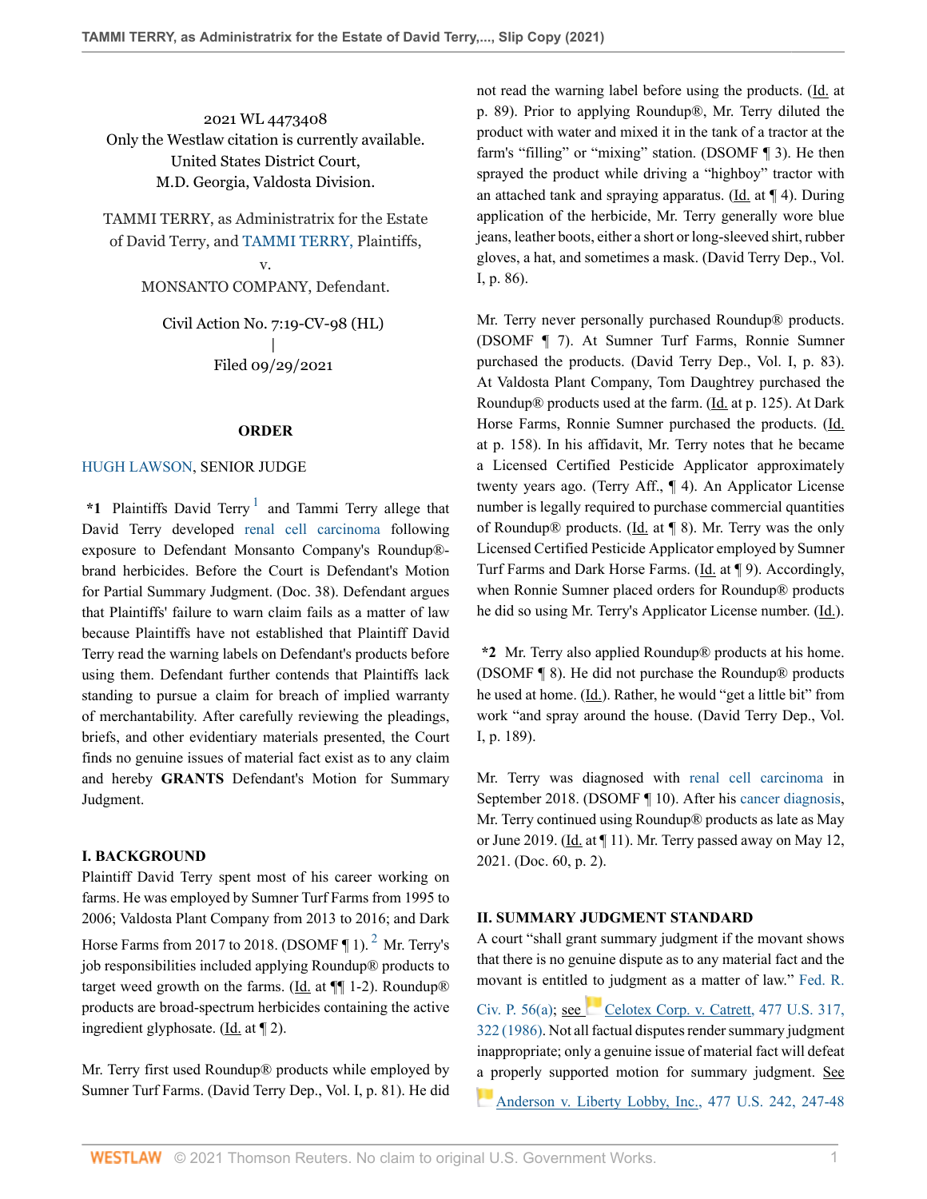2021 WL 4473408
Only the Westlaw citation is currently available.
United States District Court,
M.D. Georgia, Valdosta Division.

TAMMI TERRY, as Administratrix for the Estate of David Terry, and TAMMI TERRY, Plaintiffs,
v.
MONSANTO COMPANY, Defendant.

Civil Action No. 7:19-CV-98 (HL)
|
Filed 09/29/2021

## ORDER

HUGH LAWSON, SENIOR JUDGE

**\*1** Plaintiffs David Terry[1] and Tammi Terry allege that David Terry developed renal cell carcinoma following exposure to Defendant Monsanto Company's Roundup®-brand herbicides. Before the Court is Defendant's Motion for Partial Summary Judgment. (Doc. 38). Defendant argues that Plaintiffs' failure to warn claim fails as a matter of law because Plaintiffs have not established that Plaintiff David Terry read the warning labels on Defendant's products before using them. Defendant further contends that Plaintiffs lack standing to pursue a claim for breach of implied warranty of merchantability. After carefully reviewing the pleadings, briefs, and other evidentiary materials presented, the Court finds no genuine issues of material fact exist as to any claim and hereby **GRANTS** Defendant's Motion for Summary Judgment.

## I. BACKGROUND

Plaintiff David Terry spent most of his career working on farms. He was employed by Sumner Turf Farms from 1995 to 2006; Valdosta Plant Company from 2013 to 2016; and Dark Horse Farms from 2017 to 2018. (DSOMF ¶ 1).[2] Mr. Terry's job responsibilities included applying Roundup® products to target weed growth on the farms. (Id. at ¶¶ 1-2). Roundup® products are broad-spectrum herbicides containing the active ingredient glyphosate. (Id. at ¶ 2).

Mr. Terry first used Roundup® products while employed by Sumner Turf Farms. (David Terry Dep., Vol. I, p. 81). He did not read the warning label before using the products. (Id. at p. 89). Prior to applying Roundup®, Mr. Terry diluted the product with water and mixed it in the tank of a tractor at the farm's "filling" or "mixing" station. (DSOMF ¶ 3). He then sprayed the product while driving a "highboy" tractor with an attached tank and spraying apparatus. (Id. at ¶ 4). During application of the herbicide, Mr. Terry generally wore blue jeans, leather boots, either a short or long-sleeved shirt, rubber gloves, a hat, and sometimes a mask. (David Terry Dep., Vol. I, p. 86).

Mr. Terry never personally purchased Roundup® products. (DSOMF ¶ 7). At Sumner Turf Farms, Ronnie Sumner purchased the products. (David Terry Dep., Vol. I, p. 83). At Valdosta Plant Company, Tom Daughtrey purchased the Roundup® products used at the farm. (Id. at p. 125). At Dark Horse Farms, Ronnie Sumner purchased the products. (Id. at p. 158). In his affidavit, Mr. Terry notes that he became a Licensed Certified Pesticide Applicator approximately twenty years ago. (Terry Aff., ¶ 4). An Applicator License number is legally required to purchase commercial quantities of Roundup® products. (Id. at ¶ 8). Mr. Terry was the only Licensed Certified Pesticide Applicator employed by Sumner Turf Farms and Dark Horse Farms. (Id. at ¶ 9). Accordingly, when Ronnie Sumner placed orders for Roundup® products he did so using Mr. Terry's Applicator License number. (Id.).

**\*2** Mr. Terry also applied Roundup® products at his home. (DSOMF ¶ 8). He did not purchase the Roundup® products he used at home. (Id.). Rather, he would "get a little bit" from work "and spray around the house. (David Terry Dep., Vol. I, p. 189).

Mr. Terry was diagnosed with renal cell carcinoma in September 2018. (DSOMF ¶ 10). After his cancer diagnosis, Mr. Terry continued using Roundup® products as late as May or June 2019. (Id. at ¶ 11). Mr. Terry passed away on May 12, 2021. (Doc. 60, p. 2).

## II. SUMMARY JUDGMENT STANDARD

A court "shall grant summary judgment if the movant shows that there is no genuine dispute as to any material fact and the movant is entitled to judgment as a matter of law." Fed. R. Civ. P. 56(a); see Celotex Corp. v. Catrett, 477 U.S. 317, 322 (1986). Not all factual disputes render summary judgment inappropriate; only a genuine issue of material fact will defeat a properly supported motion for summary judgment. See Anderson v. Liberty Lobby, Inc., 477 U.S. 242, 247-48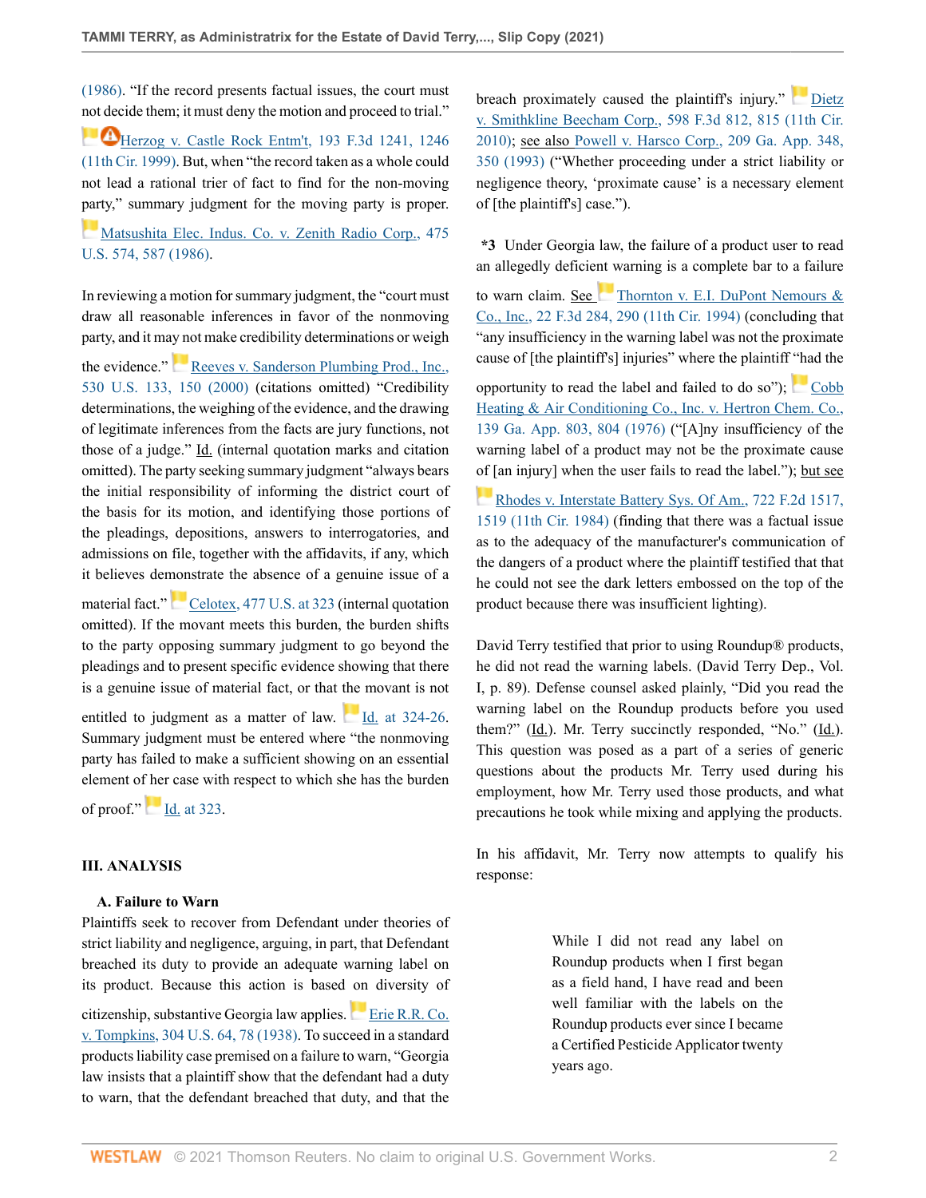(1986). "If the record presents factual issues, the court must not decide them; it must deny the motion and proceed to trial." Herzog v. Castle Rock Entm't, 193 F.3d 1241, 1246 (11th Cir. 1999). But, when "the record taken as a whole could not lead a rational trier of fact to find for the non-moving party," summary judgment for the moving party is proper. Matsushita Elec. Indus. Co. v. Zenith Radio Corp., 475 U.S. 574, 587 (1986).

In reviewing a motion for summary judgment, the "court must draw all reasonable inferences in favor of the nonmoving party, and it may not make credibility determinations or weigh the evidence." Reeves v. Sanderson Plumbing Prod., Inc., 530 U.S. 133, 150 (2000) (citations omitted) "Credibility determinations, the weighing of the evidence, and the drawing of legitimate inferences from the facts are jury functions, not those of a judge." Id. (internal quotation marks and citation omitted). The party seeking summary judgment "always bears the initial responsibility of informing the district court of the basis for its motion, and identifying those portions of the pleadings, depositions, answers to interrogatories, and admissions on file, together with the affidavits, if any, which it believes demonstrate the absence of a genuine issue of a material fact." Celotex, 477 U.S. at 323 (internal quotation omitted). If the movant meets this burden, the burden shifts to the party opposing summary judgment to go beyond the pleadings and to present specific evidence showing that there is a genuine issue of material fact, or that the movant is not entitled to judgment as a matter of law. Id. at 324-26. Summary judgment must be entered where "the nonmoving party has failed to make a sufficient showing on an essential element of her case with respect to which she has the burden of proof." Id. at 323.

## III. ANALYSIS

### A. Failure to Warn

Plaintiffs seek to recover from Defendant under theories of strict liability and negligence, arguing, in part, that Defendant breached its duty to provide an adequate warning label on its product. Because this action is based on diversity of citizenship, substantive Georgia law applies. Erie R.R. Co. v. Tompkins, 304 U.S. 64, 78 (1938). To succeed in a standard products liability case premised on a failure to warn, "Georgia law insists that a plaintiff show that the defendant had a duty to warn, that the defendant breached that duty, and that the breach proximately caused the plaintiff's injury." Dietz v. Smithkline Beecham Corp., 598 F.3d 812, 815 (11th Cir. 2010); see also Powell v. Harsco Corp., 209 Ga. App. 348, 350 (1993) ("Whether proceeding under a strict liability or negligence theory, 'proximate cause' is a necessary element of [the plaintiff's] case.").

**\*3** Under Georgia law, the failure of a product user to read an allegedly deficient warning is a complete bar to a failure to warn claim. See Thornton v. E.I. DuPont Nemours & Co., Inc., 22 F.3d 284, 290 (11th Cir. 1994) (concluding that "any insufficiency in the warning label was not the proximate cause of [the plaintiff's] injuries" where the plaintiff "had the opportunity to read the label and failed to do so"); Cobb Heating & Air Conditioning Co., Inc. v. Hertron Chem. Co., 139 Ga. App. 803, 804 (1976) ("[A]ny insufficiency of the warning label of a product may not be the proximate cause of [an injury] when the user fails to read the label."); but see Rhodes v. Interstate Battery Sys. Of Am., 722 F.2d 1517, 1519 (11th Cir. 1984) (finding that there was a factual issue as to the adequacy of the manufacturer's communication of the dangers of a product where the plaintiff testified that that he could not see the dark letters embossed on the top of the product because there was insufficient lighting).

David Terry testified that prior to using Roundup® products, he did not read the warning labels. (David Terry Dep., Vol. I, p. 89). Defense counsel asked plainly, "Did you read the warning label on the Roundup products before you used them?" (Id.). Mr. Terry succinctly responded, "No." (Id.). This question was posed as a part of a series of generic questions about the products Mr. Terry used during his employment, how Mr. Terry used those products, and what precautions he took while mixing and applying the products.

In his affidavit, Mr. Terry now attempts to qualify his response:

> While I did not read any label on Roundup products when I first began as a field hand, I have read and been well familiar with the labels on the Roundup products ever since I became a Certified Pesticide Applicator twenty years ago.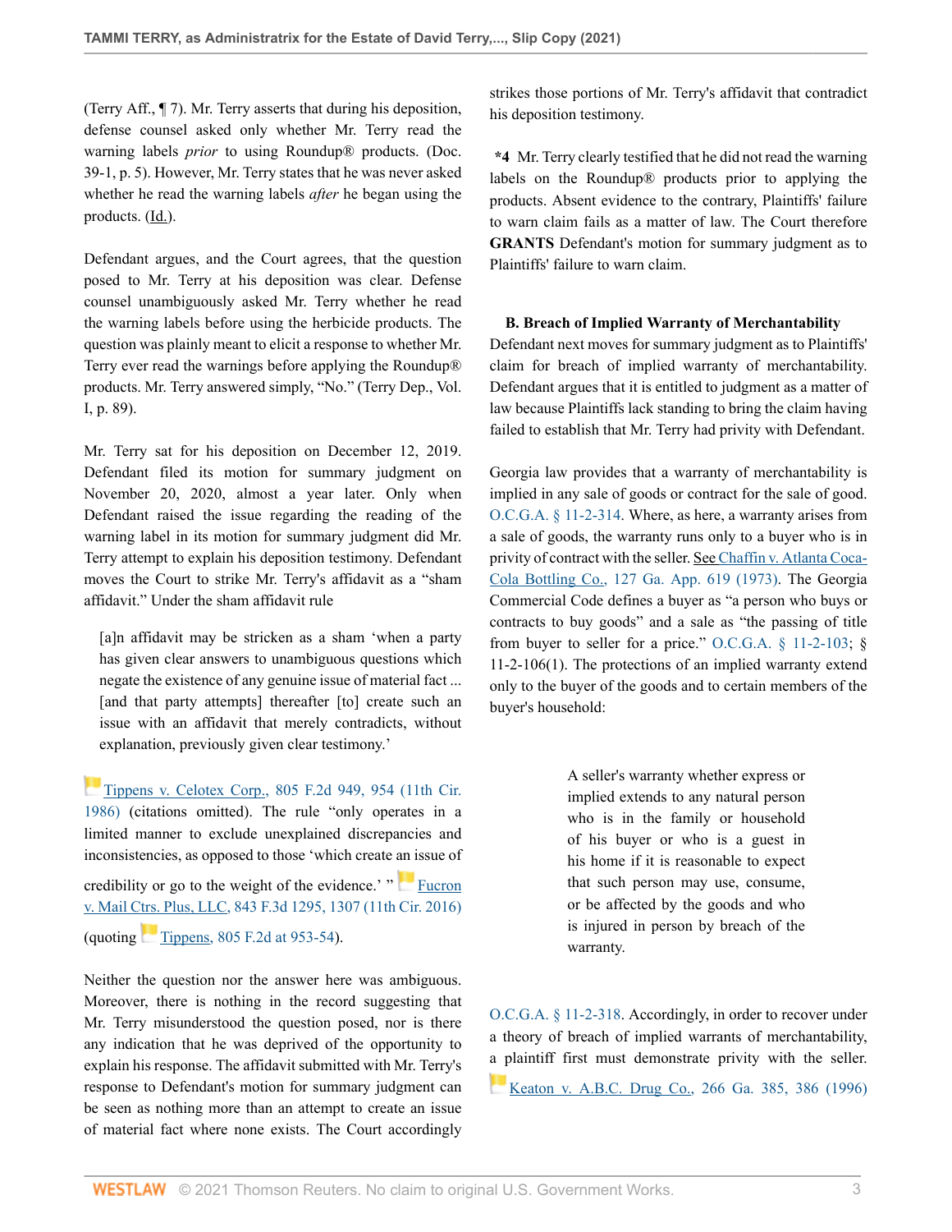(Terry Aff., ¶ 7). Mr. Terry asserts that during his deposition, defense counsel asked only whether Mr. Terry read the warning labels *prior* to using Roundup® products. (Doc. 39-1, p. 5). However, Mr. Terry states that he was never asked whether he read the warning labels *after* he began using the products. (Id.).

Defendant argues, and the Court agrees, that the question posed to Mr. Terry at his deposition was clear. Defense counsel unambiguously asked Mr. Terry whether he read the warning labels before using the herbicide products. The question was plainly meant to elicit a response to whether Mr. Terry ever read the warnings before applying the Roundup® products. Mr. Terry answered simply, "No." (Terry Dep., Vol. I, p. 89).

Mr. Terry sat for his deposition on December 12, 2019. Defendant filed its motion for summary judgment on November 20, 2020, almost a year later. Only when Defendant raised the issue regarding the reading of the warning label in its motion for summary judgment did Mr. Terry attempt to explain his deposition testimony. Defendant moves the Court to strike Mr. Terry's affidavit as a "sham affidavit." Under the sham affidavit rule

> [a]n affidavit may be stricken as a sham 'when a party has given clear answers to unambiguous questions which negate the existence of any genuine issue of material fact ... [and that party attempts] thereafter [to] create such an issue with an affidavit that merely contradicts, without explanation, previously given clear testimony.'

Tippens v. Celotex Corp., 805 F.2d 949, 954 (11th Cir. 1986) (citations omitted). The rule "only operates in a limited manner to exclude unexplained discrepancies and inconsistencies, as opposed to those 'which create an issue of credibility or go to the weight of the evidence.' " Fucron v. Mail Ctrs. Plus, LLC, 843 F.3d 1295, 1307 (11th Cir. 2016) (quoting Tippens, 805 F.2d at 953-54).

Neither the question nor the answer here was ambiguous. Moreover, there is nothing in the record suggesting that Mr. Terry misunderstood the question posed, nor is there any indication that he was deprived of the opportunity to explain his response. The affidavit submitted with Mr. Terry's response to Defendant's motion for summary judgment can be seen as nothing more than an attempt to create an issue of material fact where none exists. The Court accordingly strikes those portions of Mr. Terry's affidavit that contradict his deposition testimony.

**\*4** Mr. Terry clearly testified that he did not read the warning labels on the Roundup® products prior to applying the products. Absent evidence to the contrary, Plaintiffs' failure to warn claim fails as a matter of law. The Court therefore **GRANTS** Defendant's motion for summary judgment as to Plaintiffs' failure to warn claim.

### B. Breach of Implied Warranty of Merchantability

Defendant next moves for summary judgment as to Plaintiffs' claim for breach of implied warranty of merchantability. Defendant argues that it is entitled to judgment as a matter of law because Plaintiffs lack standing to bring the claim having failed to establish that Mr. Terry had privity with Defendant.

Georgia law provides that a warranty of merchantability is implied in any sale of goods or contract for the sale of good. O.C.G.A. § 11-2-314. Where, as here, a warranty arises from a sale of goods, the warranty runs only to a buyer who is in privity of contract with the seller. See Chaffin v. Atlanta Coca-Cola Bottling Co., 127 Ga. App. 619 (1973). The Georgia Commercial Code defines a buyer as "a person who buys or contracts to buy goods" and a sale as "the passing of title from buyer to seller for a price." O.C.G.A. § 11-2-103; § 11-2-106(1). The protections of an implied warranty extend only to the buyer of the goods and to certain members of the buyer's household:

> A seller's warranty whether express or implied extends to any natural person who is in the family or household of his buyer or who is a guest in his home if it is reasonable to expect that such person may use, consume, or be affected by the goods and who is injured in person by breach of the warranty.

O.C.G.A. § 11-2-318. Accordingly, in order to recover under a theory of breach of implied warrants of merchantability, a plaintiff first must demonstrate privity with the seller. Keaton v. A.B.C. Drug Co., 266 Ga. 385, 386 (1996)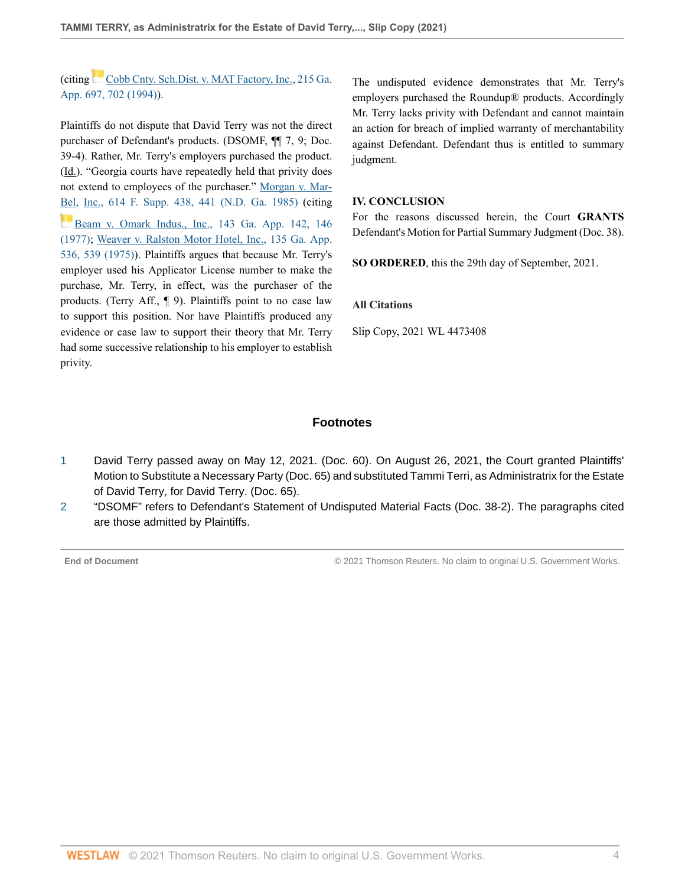(citing Cobb Cnty. Sch.Dist. v. MAT Factory, Inc., 215 Ga. App. 697, 702 (1994)).

Plaintiffs do not dispute that David Terry was not the direct purchaser of Defendant's products. (DSOMF, ¶¶ 7, 9; Doc. 39-4). Rather, Mr. Terry's employers purchased the product. (Id.). "Georgia courts have repeatedly held that privity does not extend to employees of the purchaser." Morgan v. Mar-Bel, Inc., 614 F. Supp. 438, 441 (N.D. Ga. 1985) (citing Beam v. Omark Indus., Inc., 143 Ga. App. 142, 146 (1977); Weaver v. Ralston Motor Hotel, Inc., 135 Ga. App. 536, 539 (1975)). Plaintiffs argues that because Mr. Terry's employer used his Applicator License number to make the purchase, Mr. Terry, in effect, was the purchaser of the products. (Terry Aff., ¶ 9). Plaintiffs point to no case law to support this position. Nor have Plaintiffs produced any evidence or case law to support their theory that Mr. Terry had some successive relationship to his employer to establish privity.

The undisputed evidence demonstrates that Mr. Terry's employers purchased the Roundup® products. Accordingly Mr. Terry lacks privity with Defendant and cannot maintain an action for breach of implied warranty of merchantability against Defendant. Defendant thus is entitled to summary judgment.

## IV. CONCLUSION

For the reasons discussed herein, the Court **GRANTS** Defendant's Motion for Partial Summary Judgment (Doc. 38).

**SO ORDERED**, this the 29th day of September, 2021.

### All Citations

Slip Copy, 2021 WL 4473408

## Footnotes

1. David Terry passed away on May 12, 2021. (Doc. 60). On August 26, 2021, the Court granted Plaintiffs' Motion to Substitute a Necessary Party (Doc. 65) and substituted Tammi Terri, as Administratrix for the Estate of David Terry, for David Terry. (Doc. 65).
2. "DSOMF" refers to Defendant's Statement of Undisputed Material Facts (Doc. 38-2). The paragraphs cited are those admitted by Plaintiffs.

End of Document © 2021 Thomson Reuters. No claim to original U.S. Government Works.